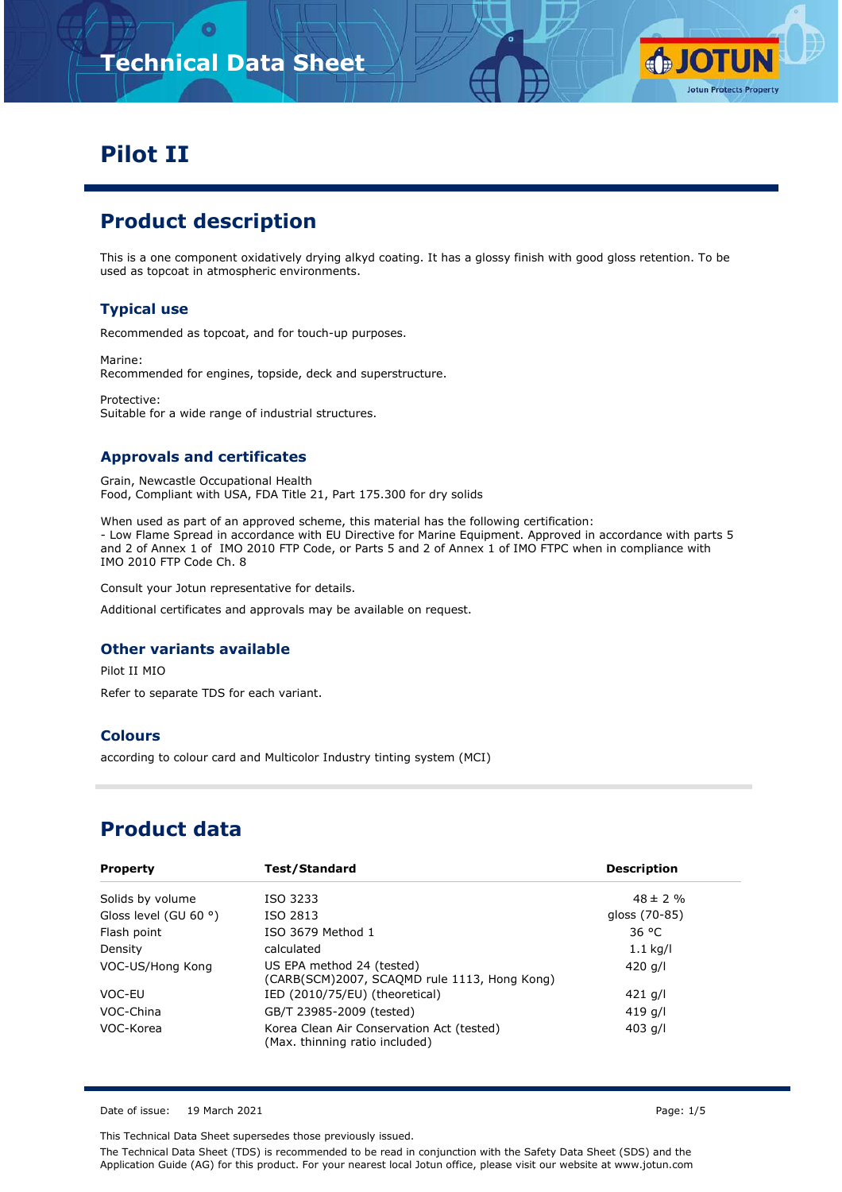# Pilot II

## Product description

This is a one component oxidatively drying alkyd coating. It has a glossy finish with good gloss retention. To be used as topcoat in atmospheric environments.

### Typical use

Recommended as topcoat, and for touch-up purposes.

Marine:
Recommended for engines, topside, deck and superstructure.

Protective:
Suitable for a wide range of industrial structures.

### Approvals and certificates

Grain, Newcastle Occupational Health
Food, Compliant with USA, FDA Title 21, Part 175.300 for dry solids

When used as part of an approved scheme, this material has the following certification:
- Low Flame Spread in accordance with EU Directive for Marine Equipment. Approved in accordance with parts 5 and 2 of Annex 1 of IMO 2010 FTP Code, or Parts 5 and 2 of Annex 1 of IMO FTPC when in compliance with IMO 2010 FTP Code Ch. 8

Consult your Jotun representative for details.

Additional certificates and approvals may be available on request.

### Other variants available

Pilot II MIO

Refer to separate TDS for each variant.

### Colours

according to colour card and Multicolor Industry tinting system (MCI)

## Product data

| Property | Test/Standard | Description |
|---|---|---|
| Solids by volume | ISO 3233 | 48 ± 2 % |
| Gloss level (GU 60 °) | ISO 2813 | gloss (70-85) |
| Flash point | ISO 3679 Method 1 | 36 °C |
| Density | calculated | 1.1 kg/l |
| VOC-US/Hong Kong | US EPA method 24 (tested) (CARB(SCM)2007, SCAQMD rule 1113, Hong Kong) | 420 g/l |
| VOC-EU | IED (2010/75/EU) (theoretical) | 421 g/l |
| VOC-China | GB/T 23985-2009 (tested) | 419 g/l |
| VOC-Korea | Korea Clean Air Conservation Act (tested) (Max. thinning ratio included) | 403 g/l |

Date of issue: 19 March 2021

This Technical Data Sheet supersedes those previously issued.

The Technical Data Sheet (TDS) is recommended to be read in conjunction with the Safety Data Sheet (SDS) and the Application Guide (AG) for this product. For your nearest local Jotun office, please visit our website at www.jotun.com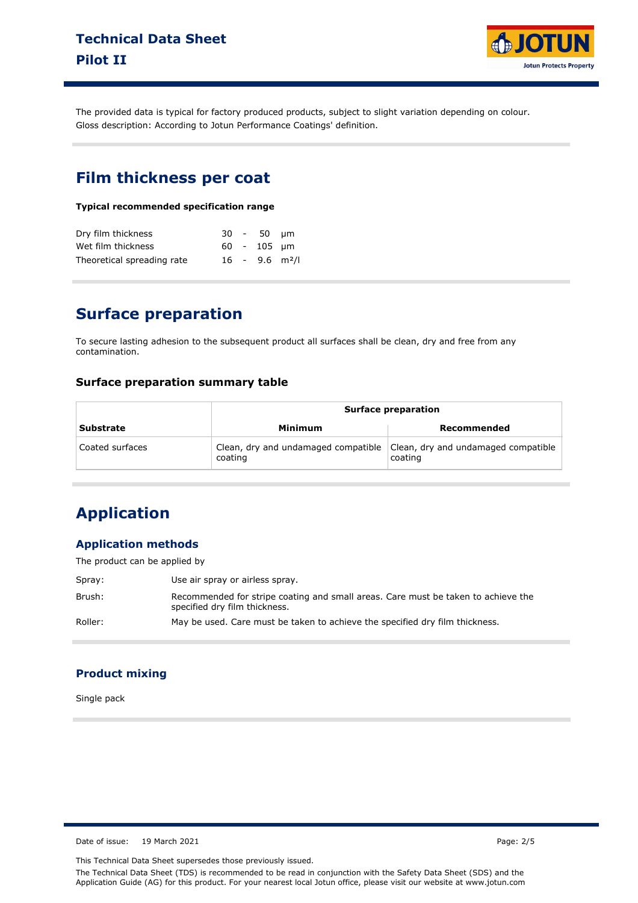The provided data is typical for factory produced products, subject to slight variation depending on colour.
Gloss description: According to Jotun Performance Coatings' definition.

## Film thickness per coat

**Typical recommended specification range**

| | | | | |
|---|---|---|---|---|
| Dry film thickness | 30 | - | 50 | μm |
| Wet film thickness | 60 | - | 105 | μm |
| Theoretical spreading rate | 16 | - | 9.6 | m²/l |

## Surface preparation

To secure lasting adhesion to the subsequent product all surfaces shall be clean, dry and free from any contamination.

### Surface preparation summary table

| | Surface preparation | |
|---|---|---|
| **Substrate** | **Minimum** | **Recommended** |
| Coated surfaces | Clean, dry and undamaged compatible coating | Clean, dry and undamaged compatible coating |

## Application

### Application methods

The product can be applied by

| | |
|---|---|
| Spray: | Use air spray or airless spray. |
| Brush: | Recommended for stripe coating and small areas. Care must be taken to achieve the specified dry film thickness. |
| Roller: | May be used. Care must be taken to achieve the specified dry film thickness. |

### Product mixing

Single pack

Date of issue: 19 March 2021

This Technical Data Sheet supersedes those previously issued.

The Technical Data Sheet (TDS) is recommended to be read in conjunction with the Safety Data Sheet (SDS) and the Application Guide (AG) for this product. For your nearest local Jotun office, please visit our website at www.jotun.com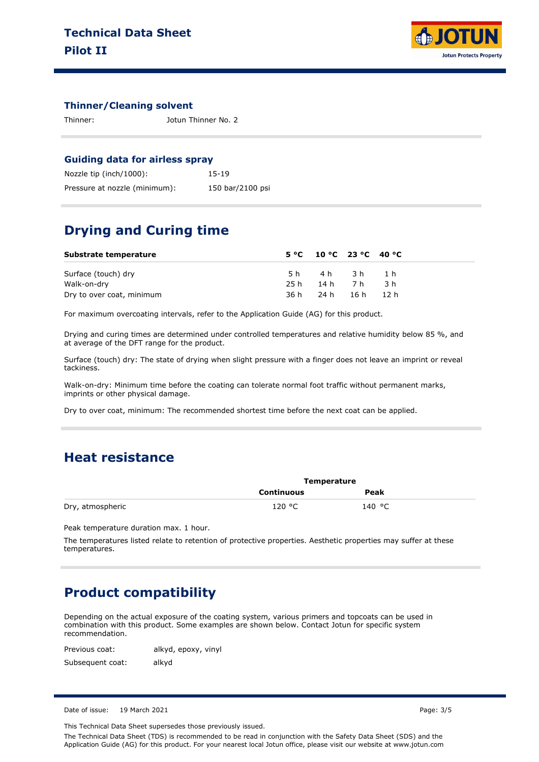### Thinner/Cleaning solvent

| | |
|---|---|
| Thinner: | Jotun Thinner No. 2 |

### Guiding data for airless spray

| | |
|---|---|
| Nozzle tip (inch/1000): | 15-19 |
| Pressure at nozzle (minimum): | 150 bar/2100 psi |

## Drying and Curing time

| Substrate temperature | 5 °C | 10 °C | 23 °C | 40 °C |
|---|---|---|---|---|
| Surface (touch) dry | 5 h | 4 h | 3 h | 1 h |
| Walk-on-dry | 25 h | 14 h | 7 h | 3 h |
| Dry to over coat, minimum | 36 h | 24 h | 16 h | 12 h |

For maximum overcoating intervals, refer to the Application Guide (AG) for this product.

Drying and curing times are determined under controlled temperatures and relative humidity below 85 %, and at average of the DFT range for the product.

Surface (touch) dry: The state of drying when slight pressure with a finger does not leave an imprint or reveal tackiness.

Walk-on-dry: Minimum time before the coating can tolerate normal foot traffic without permanent marks, imprints or other physical damage.

Dry to over coat, minimum: The recommended shortest time before the next coat can be applied.

## Heat resistance

| | Temperature | |
|---|---|---|
| | **Continuous** | **Peak** |
| Dry, atmospheric | 120 °C | 140 °C |

Peak temperature duration max. 1 hour.

The temperatures listed relate to retention of protective properties. Aesthetic properties may suffer at these temperatures.

## Product compatibility

Depending on the actual exposure of the coating system, various primers and topcoats can be used in combination with this product. Some examples are shown below. Contact Jotun for specific system recommendation.

| | |
|---|---|
| Previous coat: | alkyd, epoxy, vinyl |
| Subsequent coat: | alkyd |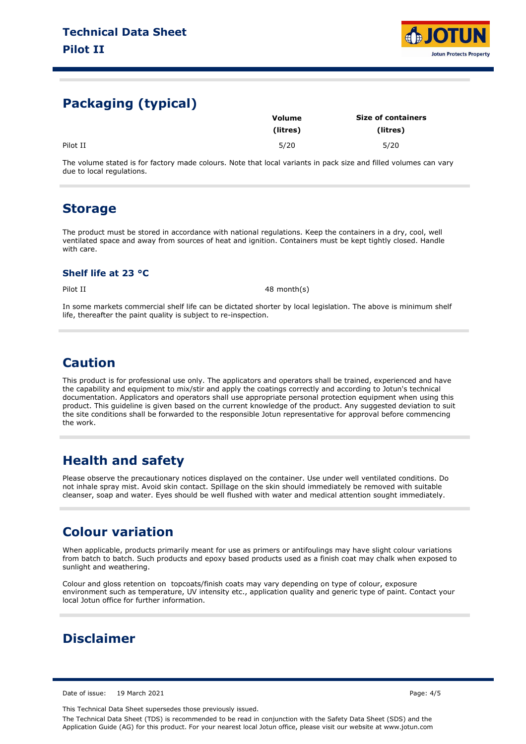## Packaging (typical)

| | Volume (litres) | Size of containers (litres) |
|---|---|---|
| Pilot II | 5/20 | 5/20 |

The volume stated is for factory made colours. Note that local variants in pack size and filled volumes can vary due to local regulations.

## Storage

The product must be stored in accordance with national regulations. Keep the containers in a dry, cool, well ventilated space and away from sources of heat and ignition. Containers must be kept tightly closed. Handle with care.

### Shelf life at 23 °C

| | |
|---|---|
| Pilot II | 48 month(s) |

In some markets commercial shelf life can be dictated shorter by local legislation. The above is minimum shelf life, thereafter the paint quality is subject to re-inspection.

## Caution

This product is for professional use only. The applicators and operators shall be trained, experienced and have the capability and equipment to mix/stir and apply the coatings correctly and according to Jotun's technical documentation. Applicators and operators shall use appropriate personal protection equipment when using this product. This guideline is given based on the current knowledge of the product. Any suggested deviation to suit the site conditions shall be forwarded to the responsible Jotun representative for approval before commencing the work.

## Health and safety

Please observe the precautionary notices displayed on the container. Use under well ventilated conditions. Do not inhale spray mist. Avoid skin contact. Spillage on the skin should immediately be removed with suitable cleanser, soap and water. Eyes should be well flushed with water and medical attention sought immediately.

## Colour variation

When applicable, products primarily meant for use as primers or antifoulings may have slight colour variations from batch to batch. Such products and epoxy based products used as a finish coat may chalk when exposed to sunlight and weathering.

Colour and gloss retention on topcoats/finish coats may vary depending on type of colour, exposure environment such as temperature, UV intensity etc., application quality and generic type of paint. Contact your local Jotun office for further information.

## Disclaimer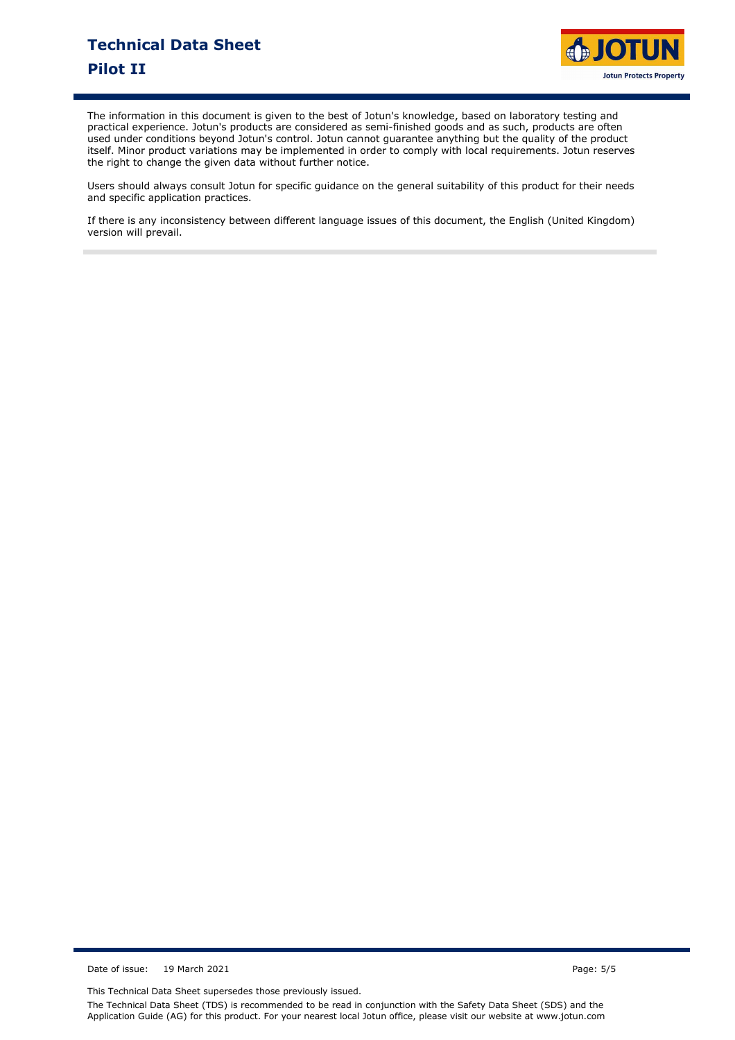The information in this document is given to the best of Jotun's knowledge, based on laboratory testing and practical experience. Jotun's products are considered as semi-finished goods and as such, products are often used under conditions beyond Jotun's control. Jotun cannot guarantee anything but the quality of the product itself. Minor product variations may be implemented in order to comply with local requirements. Jotun reserves the right to change the given data without further notice.

Users should always consult Jotun for specific guidance on the general suitability of this product for their needs and specific application practices.

If there is any inconsistency between different language issues of this document, the English (United Kingdom) version will prevail.